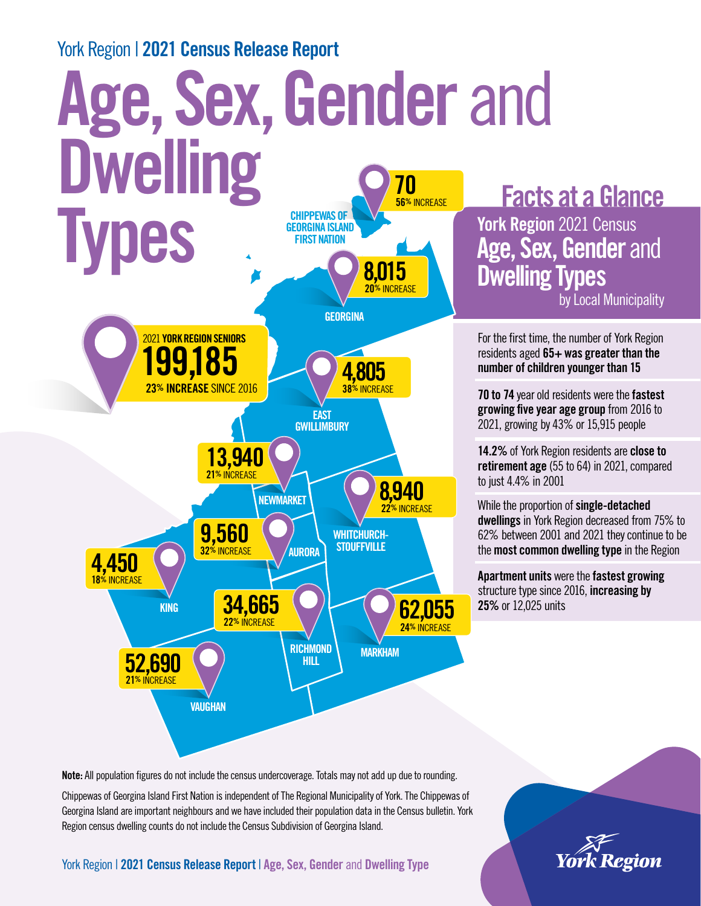York Region | **2021 Census Release Report**

# Age, Sex, Gender and Dwelling Types

**2021 YORK REGION SENIORS**
**199,185**
**23% INCREASE** SINCE 2016

| Municipality | 2021 Seniors | Increase |
|---|---|---|
| Chippewas of Georgina Island First Nation | 70 | 56% INCREASE |
| Georgina | 8,015 | 20% INCREASE |
| East Gwillimbury | 4,805 | 38% INCREASE |
| Newmarket | 13,940 | 21% INCREASE |
| Whitchurch-Stouffville | 8,940 | 22% INCREASE |
| Aurora | 9,560 | 32% INCREASE |
| King | 4,450 | 18% INCREASE |
| Richmond Hill | 34,665 | 22% INCREASE |
| Markham | 62,055 | 24% INCREASE |
| Vaughan | 52,690 | 21% INCREASE |

## Facts at a Glance

**York Region** 2021 Census
**Age, Sex, Gender** and **Dwelling Types**
by Local Municipality

For the first time, the number of York Region residents aged **65+ was greater than the number of children younger than 15**

**70 to 74** year old residents were the **fastest growing five year age group** from 2016 to 2021, growing by 43% or 15,915 people

**14.2%** of York Region residents are **close to retirement age** (55 to 64) in 2021, compared to just 4.4% in 2001

While the proportion of **single-detached dwellings** in York Region decreased from 75% to 62% between 2001 and 2021 they continue to be the **most common dwelling type** in the Region

**Apartment units** were the **fastest growing** structure type since 2016, **increasing by 25%** or 12,025 units

**Note:** All population figures do not include the census undercoverage. Totals may not add up due to rounding.

Chippewas of Georgina Island First Nation is independent of The Regional Municipality of York. The Chippewas of Georgina Island are important neighbours and we have included their population data in the Census bulletin. York Region census dwelling counts do not include the Census Subdivision of Georgina Island.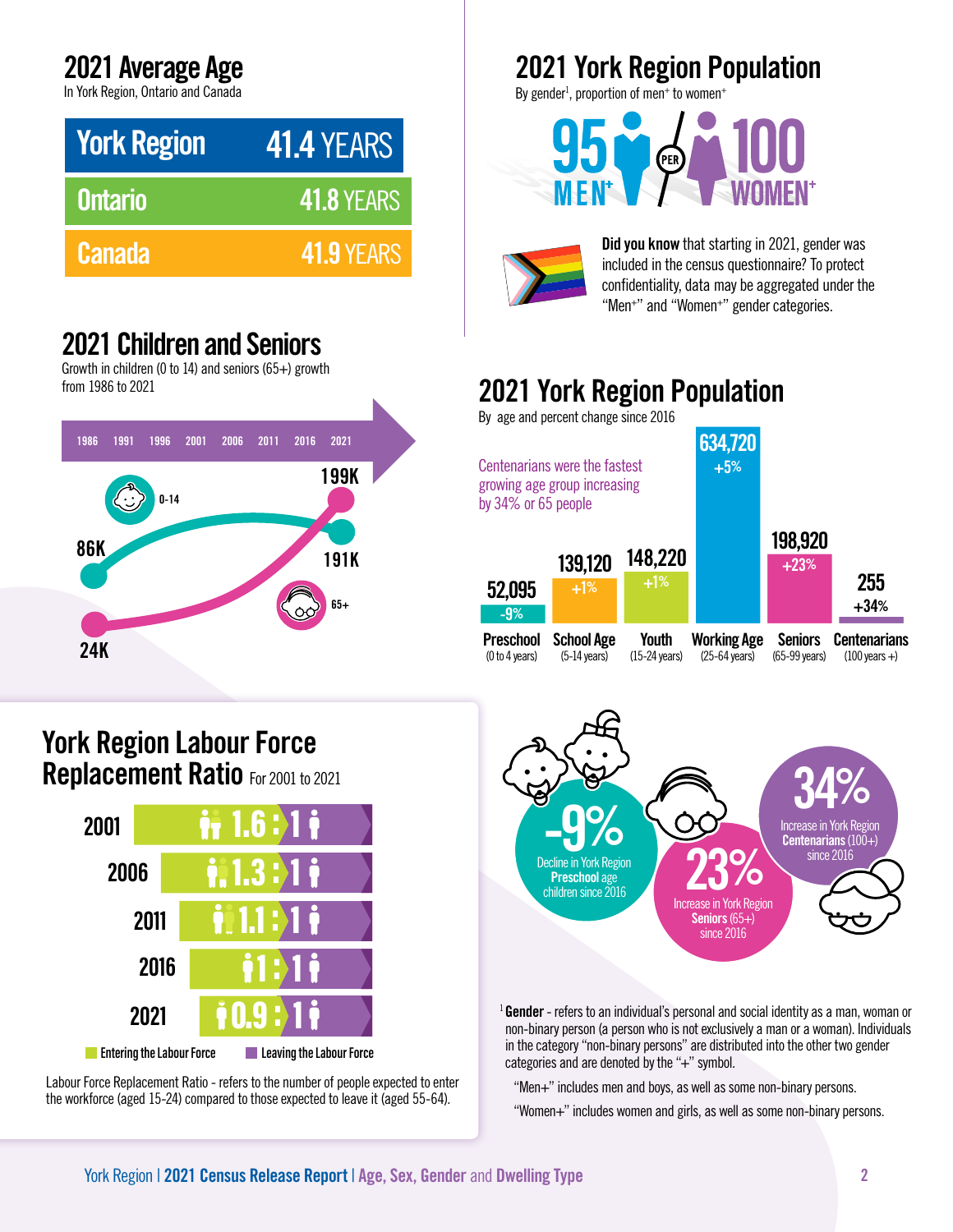## 2021 Average Age

In York Region, Ontario and Canada

| | |
|---|---|
| York Region | 41.4 YEARS |
| Ontario | 41.8 YEARS |
| Canada | 41.9 YEARS |

## 2021 Children and Seniors

Growth in children (0 to 14) and seniors (65+) growth from 1986 to 2021

1986 1991 1996 2001 2006 2011 2016 2021

0-14: 86K → 191K

65+: 24K → 199K

## York Region Labour Force Replacement Ratio For 2001 to 2021

| Year | Entering the Labour Force : Leaving the Labour Force |
|---|---|
| 2001 | 1.6 : 1 |
| 2006 | 1.3 : 1 |
| 2011 | 1.1 : 1 |
| 2016 | 1 : 1 |
| 2021 | 0.9 : 1 |

Entering the Labour Force / Leaving the Labour Force

Labour Force Replacement Ratio - refers to the number of people expected to enter the workforce (aged 15-24) compared to those expected to leave it (aged 55-64).

## 2021 York Region Population

By gender[1], proportion of men+ to women+

95 MEN+ PER 100 WOMEN+

**Did you know** that starting in 2021, gender was included in the census questionnaire? To protect confidentiality, data may be aggregated under the "Men+" and "Women+" gender categories.

## 2021 York Region Population

By age and percent change since 2016

Centenarians were the fastest growing age group increasing by 34% or 65 people

| Age Group | Population | Change since 2016 |
|---|---|---|
| Preschool (0 to 4 years) | 52,095 | -9% |
| School Age (5-14 years) | 139,120 | +1% |
| Youth (15-24 years) | 148,220 | +1% |
| Working Age (25-64 years) | 634,720 | +5% |
| Seniors (65-99 years) | 198,920 | +23% |
| Centenarians (100 years +) | 255 | +34% |

**-9%** Decline in York Region **Preschool** age children since 2016

**23%** Increase in York Region **Seniors** (65+) since 2016

**34%** Increase in York Region **Centenarians** (100+) since 2016

[1] **Gender** - refers to an individual's personal and social identity as a man, woman or non-binary person (a person who is not exclusively a man or a woman). Individuals in the category "non-binary persons" are distributed into the other two gender categories and are denoted by the "+" symbol.

"Men+" includes men and boys, as well as some non-binary persons.

"Women+" includes women and girls, as well as some non-binary persons.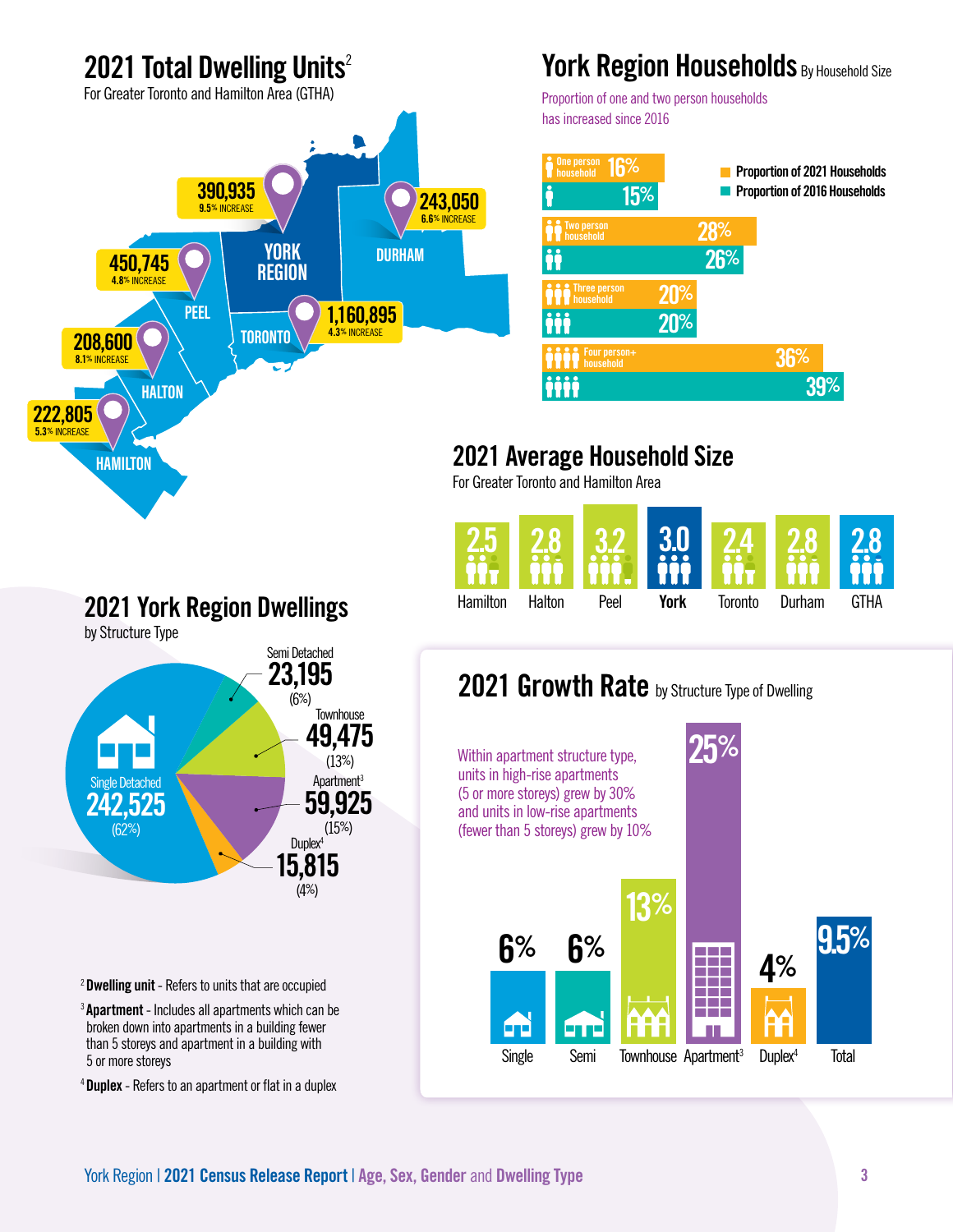## 2021 Total Dwelling Units[2]

For Greater Toronto and Hamilton Area (GTHA)

| Region | Dwelling Units | Increase |
|---|---|---|
| York Region | 390,935 | 9.5% increase |
| Durham | 243,050 | 6.6% increase |
| Peel | 450,745 | 4.8% increase |
| Toronto | 1,160,895 | 4.3% increase |
| Halton | 208,600 | 8.1% increase |
| Hamilton | 222,805 | 5.3% increase |

## York Region Households By Household Size

Proportion of one and two person households has increased since 2016

| Household Size | Proportion of 2021 Households | Proportion of 2016 Households |
|---|---|---|
| One person household | 16% | 15% |
| Two person household | 28% | 26% |
| Three person household | 20% | 20% |
| Four person+ household | 36% | 39% |

## 2021 Average Household Size

For Greater Toronto and Hamilton Area

| Hamilton | Halton | Peel | **York** | Toronto | Durham | GTHA |
|---|---|---|---|---|---|---|
| 2.5 | 2.8 | 3.2 | **3.0** | 2.4 | 2.8 | 2.8 |

## 2021 York Region Dwellings

by Structure Type

| Structure Type | Dwellings | Share |
|---|---|---|
| Single Detached | 242,525 | (62%) |
| Semi Detached | 23,195 | (6%) |
| Townhouse | 49,475 | (13%) |
| Apartment[3] | 59,925 | (15%) |
| Duplex[4] | 15,815 | (4%) |

## 2021 Growth Rate by Structure Type of Dwelling

Within apartment structure type, units in high-rise apartments (5 or more storeys) grew by 30% and units in low-rise apartments (fewer than 5 storeys) grew by 10%

| Single | Semi | Townhouse | Apartment[3] | Duplex[4] | Total |
|---|---|---|---|---|---|
| 6% | 6% | 13% | 25% | 4% | 9.5% |

[2] **Dwelling unit** - Refers to units that are occupied

[3] **Apartment** - Includes all apartments which can be broken down into apartments in a building fewer than 5 storeys and apartment in a building with 5 or more storeys

[4] **Duplex** - Refers to an apartment or flat in a duplex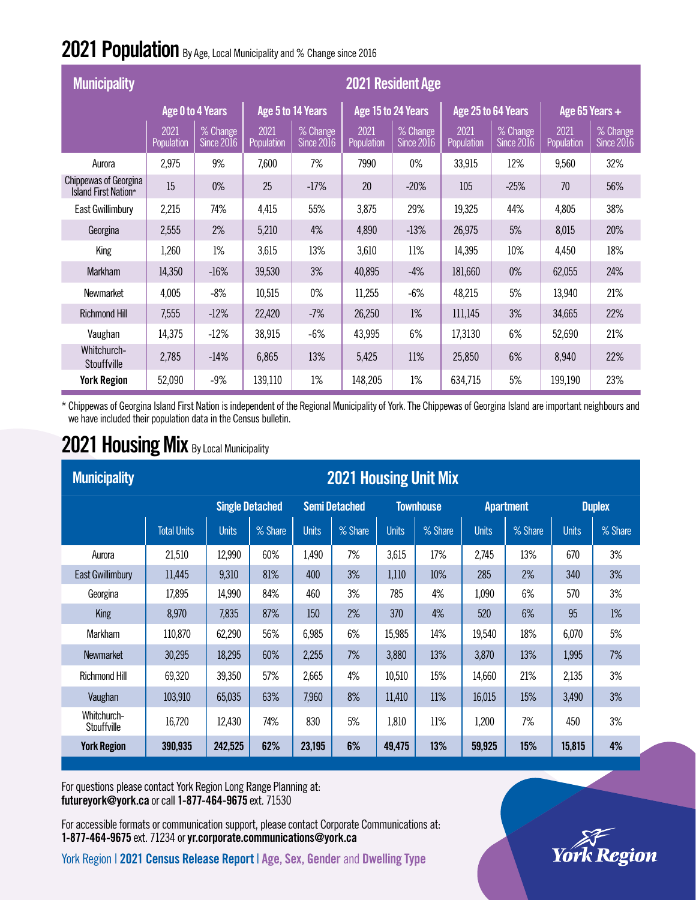# 2021 Population By Age, Local Municipality and % Change since 2016

| Municipality | 2021 Resident Age | | | | | | | | | |
|---|---|---|---|---|---|---|---|---|---|---|
| | Age 0 to 4 Years | | Age 5 to 14 Years | | Age 15 to 24 Years | | Age 25 to 64 Years | | Age 65 Years + | |
| | 2021 Population | % Change Since 2016 | 2021 Population | % Change Since 2016 | 2021 Population | % Change Since 2016 | 2021 Population | % Change Since 2016 | 2021 Population | % Change Since 2016 |
| Aurora | 2,975 | 9% | 7,600 | 7% | 7990 | 0% | 33,915 | 12% | 9,560 | 32% |
| Chippewas of Georgina Island First Nation* | 15 | 0% | 25 | -17% | 20 | -20% | 105 | -25% | 70 | 56% |
| East Gwillimbury | 2,215 | 74% | 4,415 | 55% | 3,875 | 29% | 19,325 | 44% | 4,805 | 38% |
| Georgina | 2,555 | 2% | 5,210 | 4% | 4,890 | -13% | 26,975 | 5% | 8,015 | 20% |
| King | 1,260 | 1% | 3,615 | 13% | 3,610 | 11% | 14,395 | 10% | 4,450 | 18% |
| Markham | 14,350 | -16% | 39,530 | 3% | 40,895 | -4% | 181,660 | 0% | 62,055 | 24% |
| Newmarket | 4,005 | -8% | 10,515 | 0% | 11,255 | -6% | 48,215 | 5% | 13,940 | 21% |
| Richmond Hill | 7,555 | -12% | 22,420 | -7% | 26,250 | 1% | 111,145 | 3% | 34,665 | 22% |
| Vaughan | 14,375 | -12% | 38,915 | -6% | 43,995 | 6% | 17,3130 | 6% | 52,690 | 21% |
| Whitchurch-Stouffville | 2,785 | -14% | 6,865 | 13% | 5,425 | 11% | 25,850 | 6% | 8,940 | 22% |
| **York Region** | 52,090 | -9% | 139,110 | 1% | 148,205 | 1% | 634,715 | 5% | 199,190 | 23% |

\* Chippewas of Georgina Island First Nation is independent of the Regional Municipality of York. The Chippewas of Georgina Island are important neighbours and we have included their population data in the Census bulletin.

# 2021 Housing Mix By Local Municipality

| Municipality | 2021 Housing Unit Mix | | | | | | | | | | |
|---|---|---|---|---|---|---|---|---|---|---|---|
| | | Single Detached | | Semi Detached | | Townhouse | | Apartment | | Duplex | |
| | Total Units | Units | % Share | Units | % Share | Units | % Share | Units | % Share | Units | % Share |
| Aurora | 21,510 | 12,990 | 60% | 1,490 | 7% | 3,615 | 17% | 2,745 | 13% | 670 | 3% |
| East Gwillimbury | 11,445 | 9,310 | 81% | 400 | 3% | 1,110 | 10% | 285 | 2% | 340 | 3% |
| Georgina | 17,895 | 14,990 | 84% | 460 | 3% | 785 | 4% | 1,090 | 6% | 570 | 3% |
| King | 8,970 | 7,835 | 87% | 150 | 2% | 370 | 4% | 520 | 6% | 95 | 1% |
| Markham | 110,870 | 62,290 | 56% | 6,985 | 6% | 15,985 | 14% | 19,540 | 18% | 6,070 | 5% |
| Newmarket | 30,295 | 18,295 | 60% | 2,255 | 7% | 3,880 | 13% | 3,870 | 13% | 1,995 | 7% |
| Richmond Hill | 69,320 | 39,350 | 57% | 2,665 | 4% | 10,510 | 15% | 14,660 | 21% | 2,135 | 3% |
| Vaughan | 103,910 | 65,035 | 63% | 7,960 | 8% | 11,410 | 11% | 16,015 | 15% | 3,490 | 3% |
| Whitchurch-Stouffville | 16,720 | 12,430 | 74% | 830 | 5% | 1,810 | 11% | 1,200 | 7% | 450 | 3% |
| **York Region** | **390,935** | **242,525** | **62%** | **23,195** | **6%** | **49,475** | **13%** | **59,925** | **15%** | **15,815** | **4%** |

For questions please contact York Region Long Range Planning at:
**futureyork@york.ca** or call **1-877-464-9675** ext. 71530

For accessible formats or communication support, please contact Corporate Communications at:
**1-877-464-9675** ext. 71234 or **yr.corporate.communications@york.ca**

York Region | **2021 Census Release Report** | **Age, Sex, Gender** and **Dwelling Type**